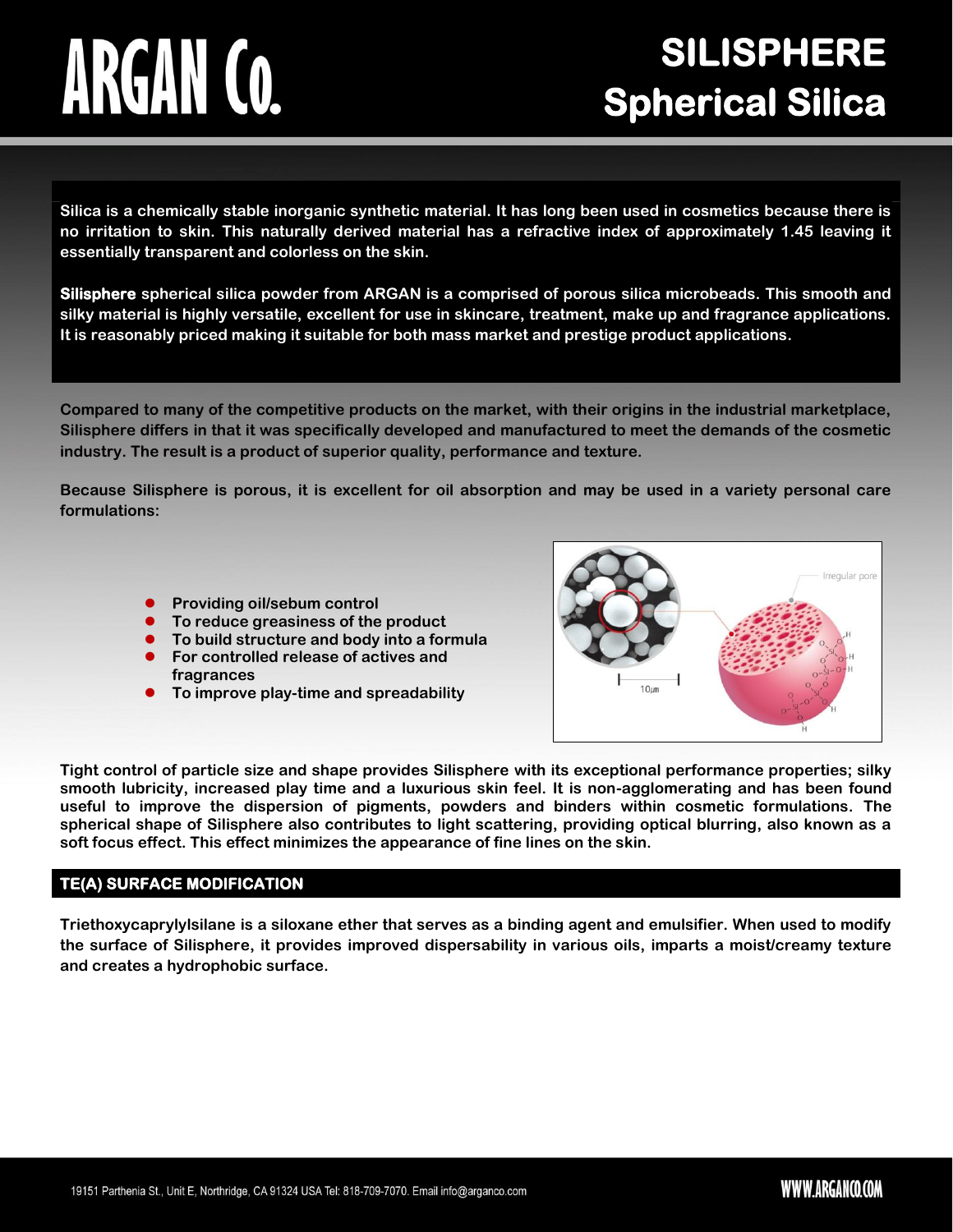# ARGAN Co.

# SILISPHERE Spherical Silica

**Silica is a chemically stable inorganic synthetic material. It has long been used in cosmetics because there is no irritation to skin. This naturally derived material has a refractive index of approximately 1.45 leaving it essentially transparent and colorless on the skin.**

**Silisphere spherical silica powder from ARGAN is a comprised of porous silica microbeads. This smooth and silky material is highly versatile, excellent for use in skincare, treatment, make up and fragrance applications. It is reasonably priced making it suitable for both mass market and prestige product applications.**

**Compared to many of the competitive products on the market, with their origins in the industrial marketplace, Silisphere differs in that it was specifically developed and manufactured to meet the demands of the cosmetic industry. The result is a product of superior quality, performance and texture.**

**Because Silisphere is porous, it is excellent for oil absorption and may be used in a variety personal care formulations:**

- **Providing oil/sebum control**
- **To reduce greasiness of the product**
- **To build structure and body into a formula**
- **For controlled release of actives and fragrances**
- **To improve play-time and spreadability**

**Tight control of particle size and shape provides Silisphere with its exceptional performance properties; silky smooth lubricity, increased play time and a luxurious skin feel. It is non-agglomerating and has been found useful to improve the dispersion of pigments, powders and binders within cosmetic formulations. The spherical shape of Silisphere also contributes to light scattering, providing optical blurring, also known as a soft focus effect. This effect minimizes the appearance of fine lines on the skin.**

## TE(A) SURFACE MODIFICATION

**Triethoxycaprylylsilane is a siloxane ether that serves as a binding agent and emulsifier. When used to modify the surface of Silisphere, it provides improved dispersability in various oils, imparts a moist/creamy texture and creates a hydrophobic surface.**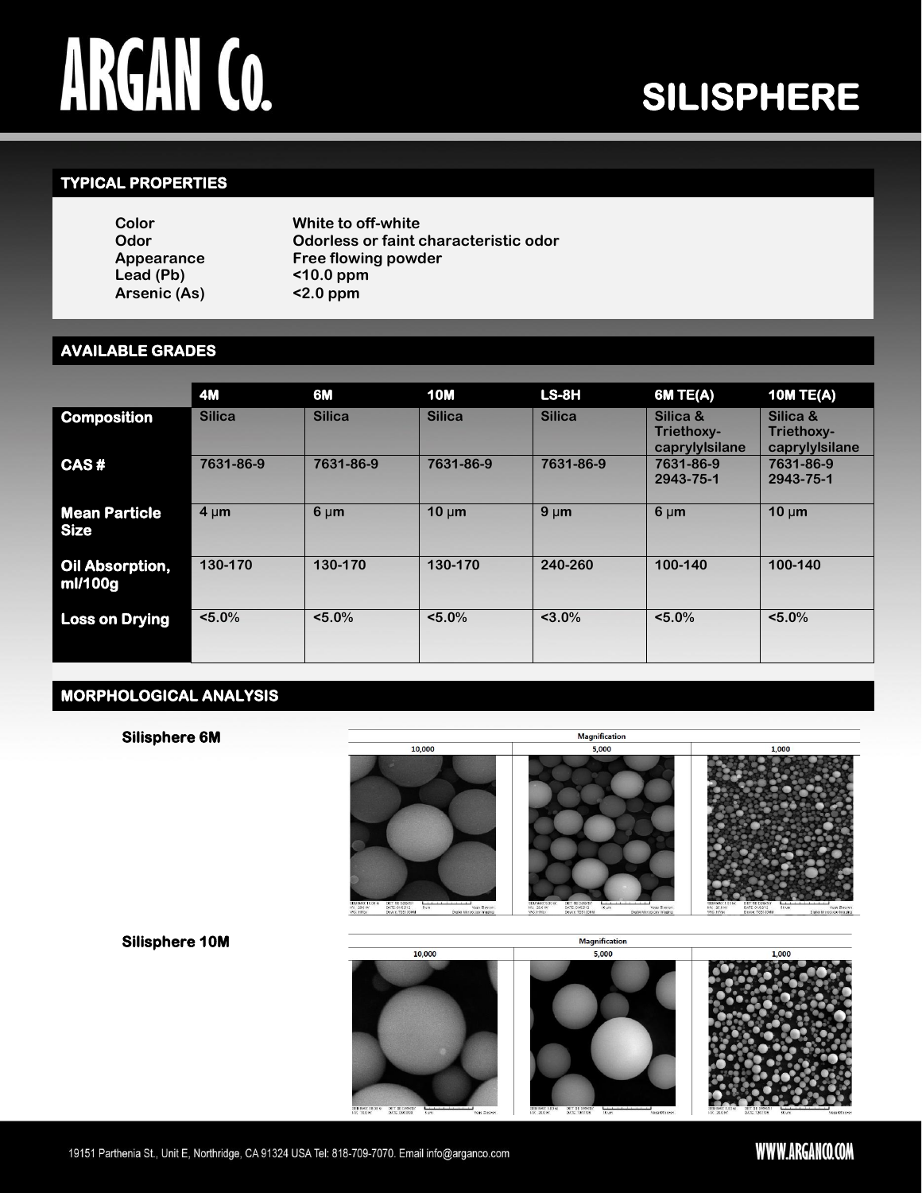# ARGAN Co.

# SILISPHERE

## TYPICAL PROPERTIES

| | |
|---|---|
| Color | White to off-white |
| Odor | Odorless or faint characteristic odor |
| Appearance | Free flowing powder |
| Lead (Pb) | <10.0 ppm |
| Arsenic (As) | <2.0 ppm |

## AVAILABLE GRADES

| | 4M | 6M | 10M | LS-8H | 6M TE(A) | 10M TE(A) |
|---|---|---|---|---|---|---|
| **Composition** | Silica | Silica | Silica | Silica | Silica & Triethoxy-caprylylsilane | Silica & Triethoxy-caprylylsilane |
| **CAS #** | 7631-86-9 | 7631-86-9 | 7631-86-9 | 7631-86-9 | 7631-86-9<br>2943-75-1 | 7631-86-9<br>2943-75-1 |
| **Mean Particle Size** | 4 μm | 6 μm | 10 μm | 9 μm | 6 μm | 10 μm |
| **Oil Absorption, ml/100g** | 130-170 | 130-170 | 130-170 | 240-260 | 100-140 | 100-140 |
| **Loss on Drying** | <5.0% | <5.0% | <5.0% | <3.0% | <5.0% | <5.0% |

## MORPHOLOGICAL ANALYSIS

**Silisphere 6M**

Magnification: 10,000 | 5,000 | 1,000

**Silisphere 10M**

Magnification: 10,000 | 5,000 | 1,000

19151 Parthenia St., Unit E, Northridge, CA 91324 USA Tel: 818-709-7070. Email info@arganco.com

WWW.ARGANCO.COM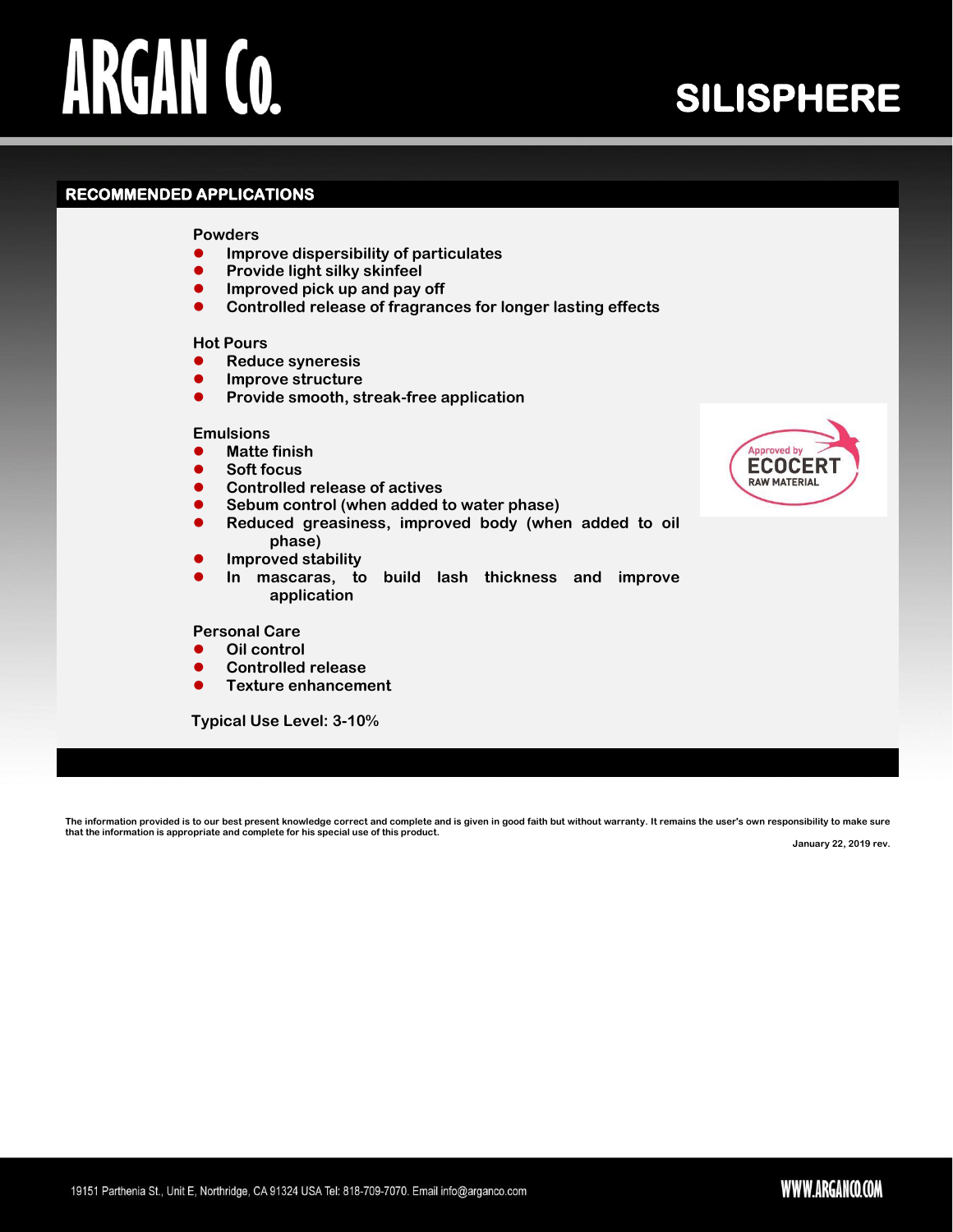# ARGAN Co.

# SILISPHERE

## RECOMMENDED APPLICATIONS

**Powders**

- Improve dispersibility of particulates
- Provide light silky skinfeel
- Improved pick up and pay off
- Controlled release of fragrances for longer lasting effects

**Hot Pours**

- Reduce syneresis
- Improve structure
- Provide smooth, streak-free application

**Emulsions**

- Matte finish
- Soft focus
- Controlled release of actives
- Sebum control (when added to water phase)
- Reduced greasiness, improved body (when added to oil phase)
- Improved stability
- In mascaras, to build lash thickness and improve application

Approved by ECOCERT RAW MATERIAL

**Personal Care**

- Oil control
- Controlled release
- Texture enhancement

**Typical Use Level: 3-10%**

The information provided is to our best present knowledge correct and complete and is given in good faith but without warranty. It remains the user's own responsibility to make sure that the information is appropriate and complete for his special use of this product.

January 22, 2019 rev.

19151 Parthenia St., Unit E, Northridge, CA 91324 USA Tel: 818-709-7070. Email info@arganco.com

WWW.ARGANCO.COM